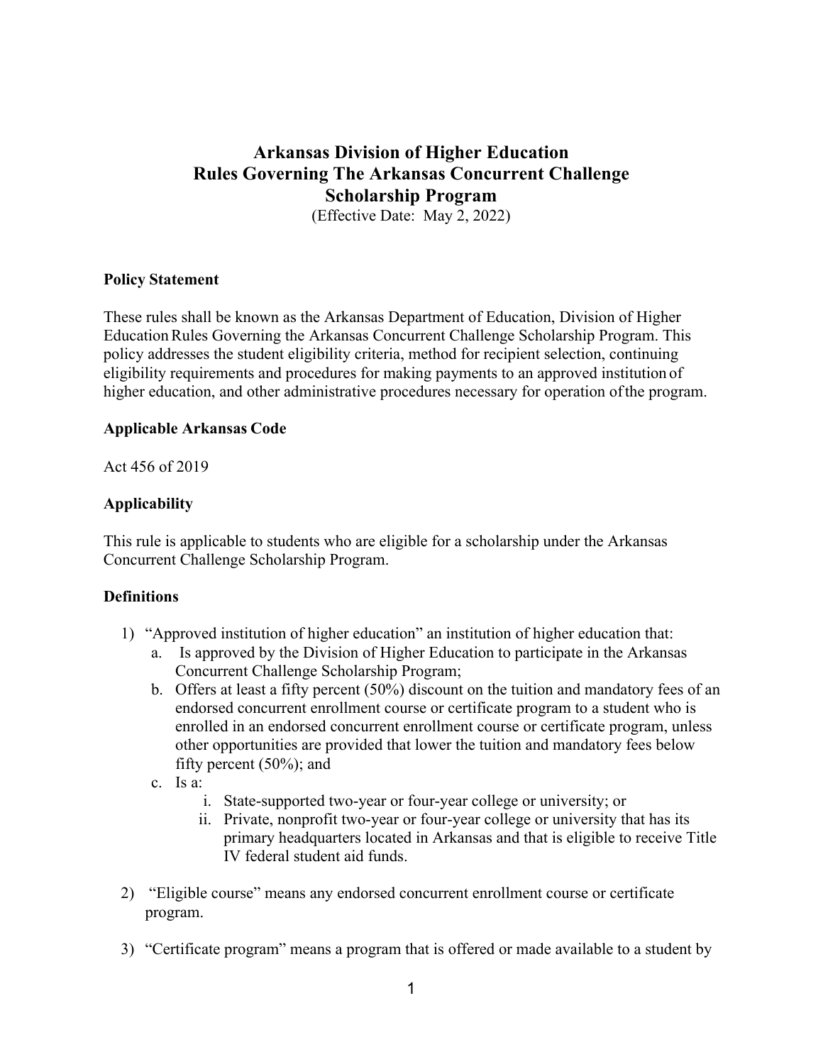# Arkansas Division of Higher Education
# Rules Governing The Arkansas Concurrent Challenge Scholarship Program

(Effective Date: May 2, 2022)

## Policy Statement

These rules shall be known as the Arkansas Department of Education, Division of Higher Education Rules Governing the Arkansas Concurrent Challenge Scholarship Program. This policy addresses the student eligibility criteria, method for recipient selection, continuing eligibility requirements and procedures for making payments to an approved institution of higher education, and other administrative procedures necessary for operation of the program.

## Applicable Arkansas Code

Act 456 of 2019

## Applicability

This rule is applicable to students who are eligible for a scholarship under the Arkansas Concurrent Challenge Scholarship Program.

## Definitions

1) "Approved institution of higher education" an institution of higher education that:
   a. Is approved by the Division of Higher Education to participate in the Arkansas Concurrent Challenge Scholarship Program;
   b. Offers at least a fifty percent (50%) discount on the tuition and mandatory fees of an endorsed concurrent enrollment course or certificate program to a student who is enrolled in an endorsed concurrent enrollment course or certificate program, unless other opportunities are provided that lower the tuition and mandatory fees below fifty percent (50%); and
   c. Is a:
      i. State-supported two-year or four-year college or university; or
      ii. Private, nonprofit two-year or four-year college or university that has its primary headquarters located in Arkansas and that is eligible to receive Title IV federal student aid funds.

2) "Eligible course" means any endorsed concurrent enrollment course or certificate program.

3) "Certificate program" means a program that is offered or made available to a student by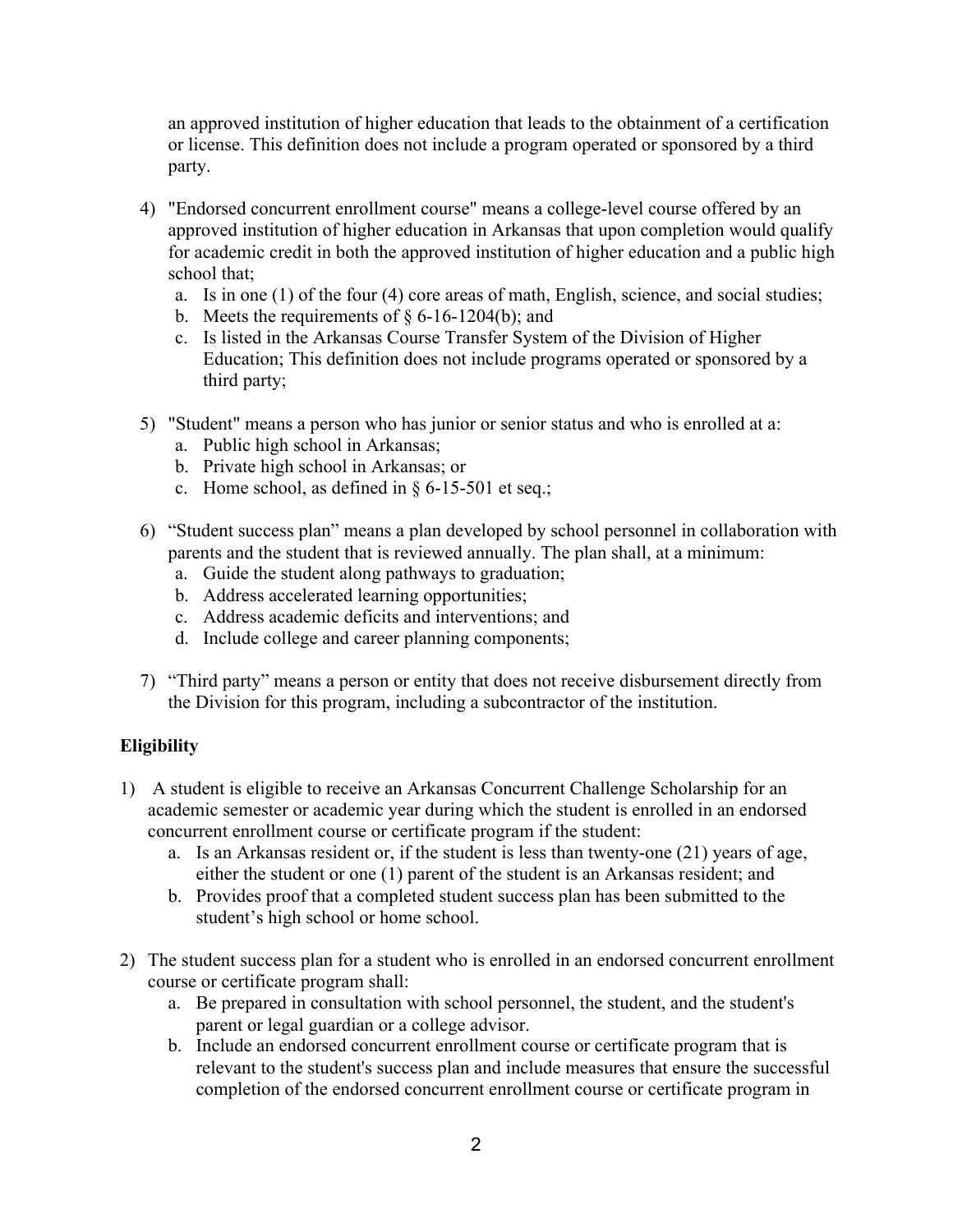an approved institution of higher education that leads to the obtainment of a certification or license. This definition does not include a program operated or sponsored by a third party.

4) "Endorsed concurrent enrollment course" means a college-level course offered by an approved institution of higher education in Arkansas that upon completion would qualify for academic credit in both the approved institution of higher education and a public high school that;
   a. Is in one (1) of the four (4) core areas of math, English, science, and social studies;
   b. Meets the requirements of § 6-16-1204(b); and
   c. Is listed in the Arkansas Course Transfer System of the Division of Higher Education; This definition does not include programs operated or sponsored by a third party;

5) "Student" means a person who has junior or senior status and who is enrolled at a:
   a. Public high school in Arkansas;
   b. Private high school in Arkansas; or
   c. Home school, as defined in § 6-15-501 et seq.;

6) "Student success plan" means a plan developed by school personnel in collaboration with parents and the student that is reviewed annually. The plan shall, at a minimum:
   a. Guide the student along pathways to graduation;
   b. Address accelerated learning opportunities;
   c. Address academic deficits and interventions; and
   d. Include college and career planning components;

7) "Third party" means a person or entity that does not receive disbursement directly from the Division for this program, including a subcontractor of the institution.

**Eligibility**

1) A student is eligible to receive an Arkansas Concurrent Challenge Scholarship for an academic semester or academic year during which the student is enrolled in an endorsed concurrent enrollment course or certificate program if the student:
   a. Is an Arkansas resident or, if the student is less than twenty-one (21) years of age, either the student or one (1) parent of the student is an Arkansas resident; and
   b. Provides proof that a completed student success plan has been submitted to the student's high school or home school.

2) The student success plan for a student who is enrolled in an endorsed concurrent enrollment course or certificate program shall:
   a. Be prepared in consultation with school personnel, the student, and the student's parent or legal guardian or a college advisor.
   b. Include an endorsed concurrent enrollment course or certificate program that is relevant to the student's success plan and include measures that ensure the successful completion of the endorsed concurrent enrollment course or certificate program in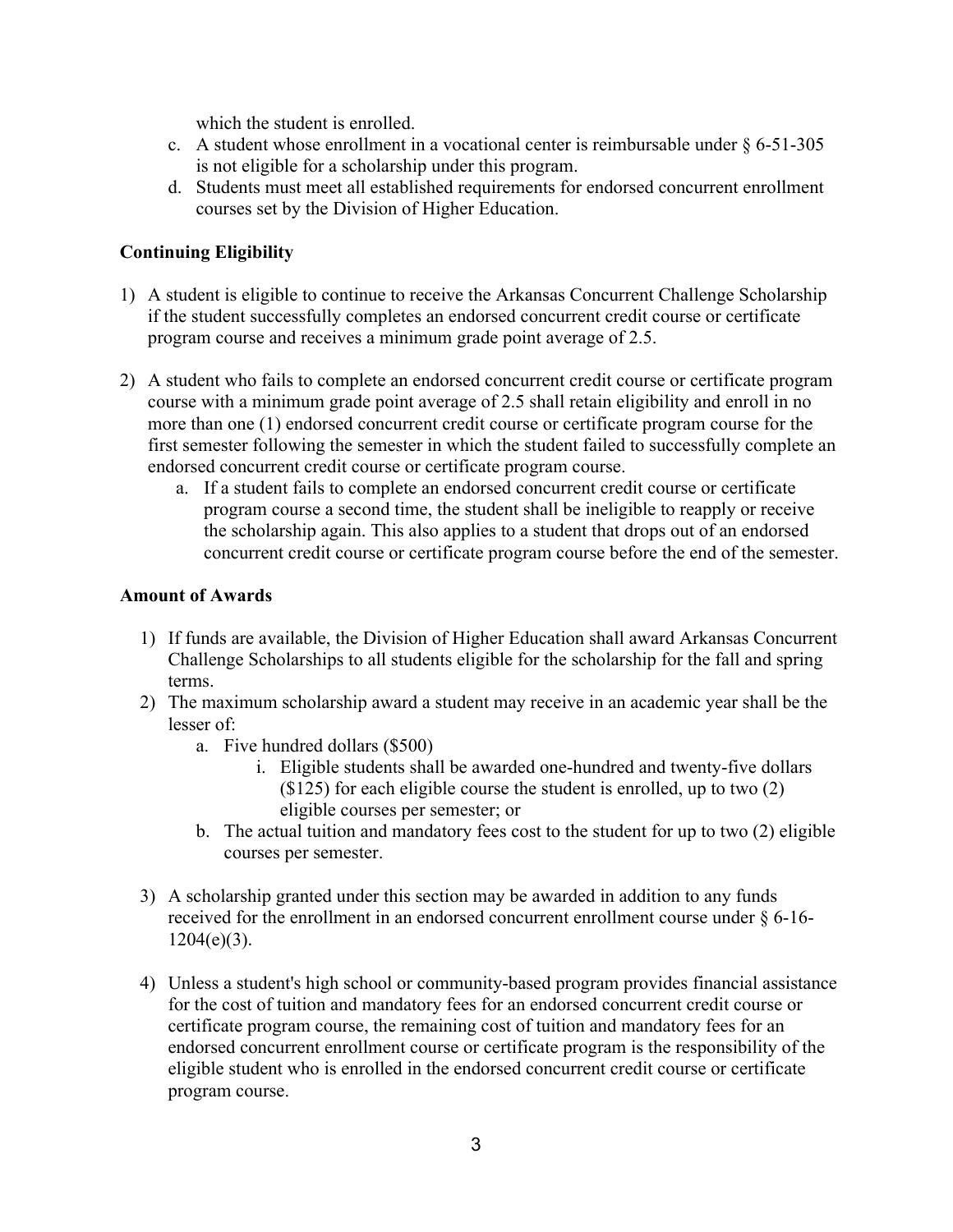which the student is enrolled.

c. A student whose enrollment in a vocational center is reimbursable under § 6-51-305 is not eligible for a scholarship under this program.

d. Students must meet all established requirements for endorsed concurrent enrollment courses set by the Division of Higher Education.

**Continuing Eligibility**

1) A student is eligible to continue to receive the Arkansas Concurrent Challenge Scholarship if the student successfully completes an endorsed concurrent credit course or certificate program course and receives a minimum grade point average of 2.5.

2) A student who fails to complete an endorsed concurrent credit course or certificate program course with a minimum grade point average of 2.5 shall retain eligibility and enroll in no more than one (1) endorsed concurrent credit course or certificate program course for the first semester following the semester in which the student failed to successfully complete an endorsed concurrent credit course or certificate program course.
    a. If a student fails to complete an endorsed concurrent credit course or certificate program course a second time, the student shall be ineligible to reapply or receive the scholarship again. This also applies to a student that drops out of an endorsed concurrent credit course or certificate program course before the end of the semester.

**Amount of Awards**

1) If funds are available, the Division of Higher Education shall award Arkansas Concurrent Challenge Scholarships to all students eligible for the scholarship for the fall and spring terms.
2) The maximum scholarship award a student may receive in an academic year shall be the lesser of:
    a. Five hundred dollars ($500)
        i. Eligible students shall be awarded one-hundred and twenty-five dollars ($125) for each eligible course the student is enrolled, up to two (2) eligible courses per semester; or
    b. The actual tuition and mandatory fees cost to the student for up to two (2) eligible courses per semester.

3) A scholarship granted under this section may be awarded in addition to any funds received for the enrollment in an endorsed concurrent enrollment course under § 6-16-1204(e)(3).

4) Unless a student's high school or community-based program provides financial assistance for the cost of tuition and mandatory fees for an endorsed concurrent credit course or certificate program course, the remaining cost of tuition and mandatory fees for an endorsed concurrent enrollment course or certificate program is the responsibility of the eligible student who is enrolled in the endorsed concurrent credit course or certificate program course.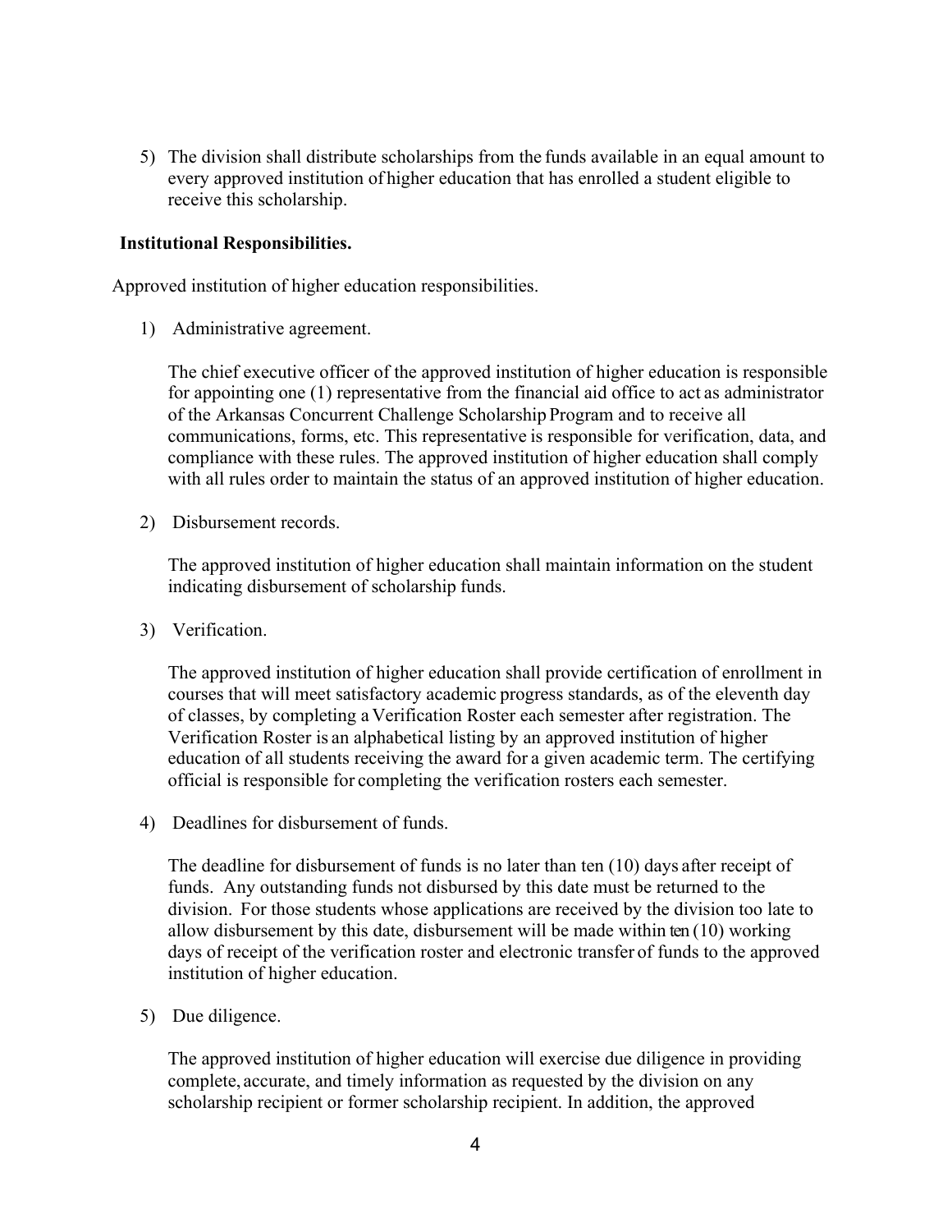5) The division shall distribute scholarships from the funds available in an equal amount to every approved institution of higher education that has enrolled a student eligible to receive this scholarship.

**Institutional Responsibilities.**

Approved institution of higher education responsibilities.

1) Administrative agreement.

   The chief executive officer of the approved institution of higher education is responsible for appointing one (1) representative from the financial aid office to act as administrator of the Arkansas Concurrent Challenge Scholarship Program and to receive all communications, forms, etc. This representative is responsible for verification, data, and compliance with these rules. The approved institution of higher education shall comply with all rules order to maintain the status of an approved institution of higher education.

2) Disbursement records.

   The approved institution of higher education shall maintain information on the student indicating disbursement of scholarship funds.

3) Verification.

   The approved institution of higher education shall provide certification of enrollment in courses that will meet satisfactory academic progress standards, as of the eleventh day of classes, by completing a Verification Roster each semester after registration. The Verification Roster is an alphabetical listing by an approved institution of higher education of all students receiving the award for a given academic term. The certifying official is responsible for completing the verification rosters each semester.

4) Deadlines for disbursement of funds.

   The deadline for disbursement of funds is no later than ten (10) days after receipt of funds. Any outstanding funds not disbursed by this date must be returned to the division. For those students whose applications are received by the division too late to allow disbursement by this date, disbursement will be made within ten (10) working days of receipt of the verification roster and electronic transfer of funds to the approved institution of higher education.

5) Due diligence.

   The approved institution of higher education will exercise due diligence in providing complete, accurate, and timely information as requested by the division on any scholarship recipient or former scholarship recipient. In addition, the approved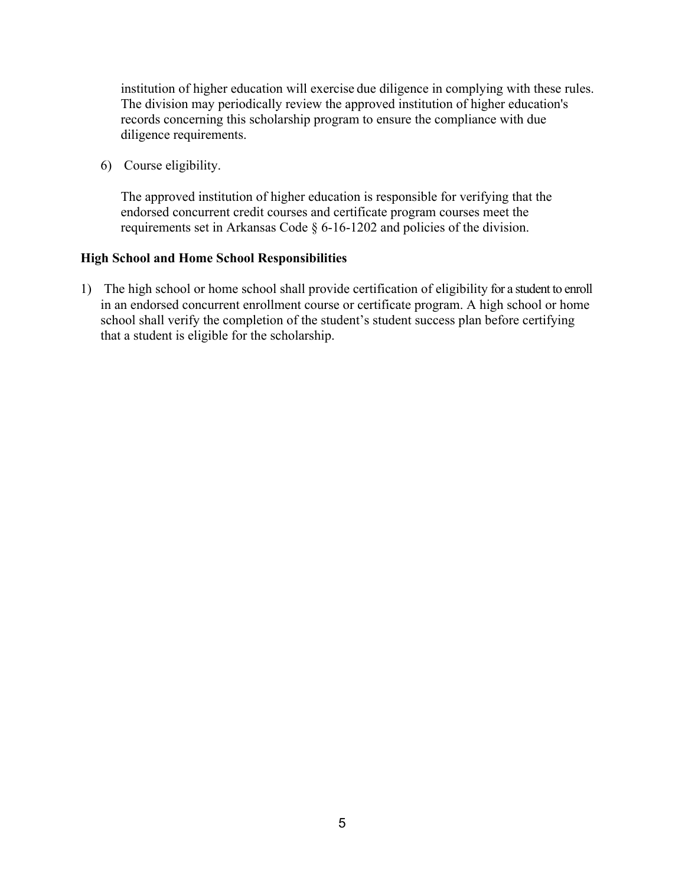institution of higher education will exercise due diligence in complying with these rules. The division may periodically review the approved institution of higher education's records concerning this scholarship program to ensure the compliance with due diligence requirements.

6) Course eligibility.

   The approved institution of higher education is responsible for verifying that the endorsed concurrent credit courses and certificate program courses meet the requirements set in Arkansas Code § 6-16-1202 and policies of the division.

**High School and Home School Responsibilities**

1) The high school or home school shall provide certification of eligibility for a student to enroll in an endorsed concurrent enrollment course or certificate program. A high school or home school shall verify the completion of the student's student success plan before certifying that a student is eligible for the scholarship.